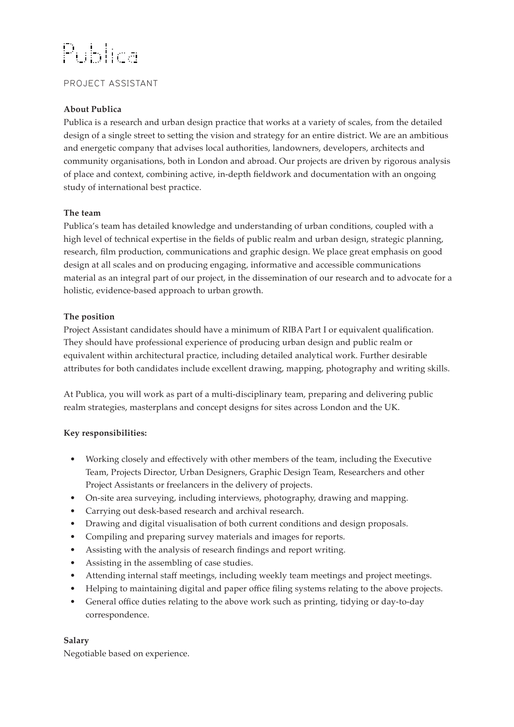# Publica

## PROJECT ASSISTANT

**About Publica**

Publica is a research and urban design practice that works at a variety of scales, from the detailed design of a single street to setting the vision and strategy for an entire district. We are an ambitious and energetic company that advises local authorities, landowners, developers, architects and community organisations, both in London and abroad. Our projects are driven by rigorous analysis of place and context, combining active, in-depth fieldwork and documentation with an ongoing study of international best practice.

**The team**

Publica's team has detailed knowledge and understanding of urban conditions, coupled with a high level of technical expertise in the fields of public realm and urban design, strategic planning, research, film production, communications and graphic design. We place great emphasis on good design at all scales and on producing engaging, informative and accessible communications material as an integral part of our project, in the dissemination of our research and to advocate for a holistic, evidence-based approach to urban growth.

**The position**

Project Assistant candidates should have a minimum of RIBA Part I or equivalent qualification. They should have professional experience of producing urban design and public realm or equivalent within architectural practice, including detailed analytical work. Further desirable attributes for both candidates include excellent drawing, mapping, photography and writing skills.

At Publica, you will work as part of a multi-disciplinary team, preparing and delivering public realm strategies, masterplans and concept designs for sites across London and the UK.

**Key responsibilities:**

- Working closely and effectively with other members of the team, including the Executive Team, Projects Director, Urban Designers, Graphic Design Team, Researchers and other Project Assistants or freelancers in the delivery of projects.
- On-site area surveying, including interviews, photography, drawing and mapping.
- Carrying out desk-based research and archival research.
- Drawing and digital visualisation of both current conditions and design proposals.
- Compiling and preparing survey materials and images for reports.
- Assisting with the analysis of research findings and report writing.
- Assisting in the assembling of case studies.
- Attending internal staff meetings, including weekly team meetings and project meetings.
- Helping to maintaining digital and paper office filing systems relating to the above projects.
- General office duties relating to the above work such as printing, tidying or day-to-day correspondence.

**Salary**

Negotiable based on experience.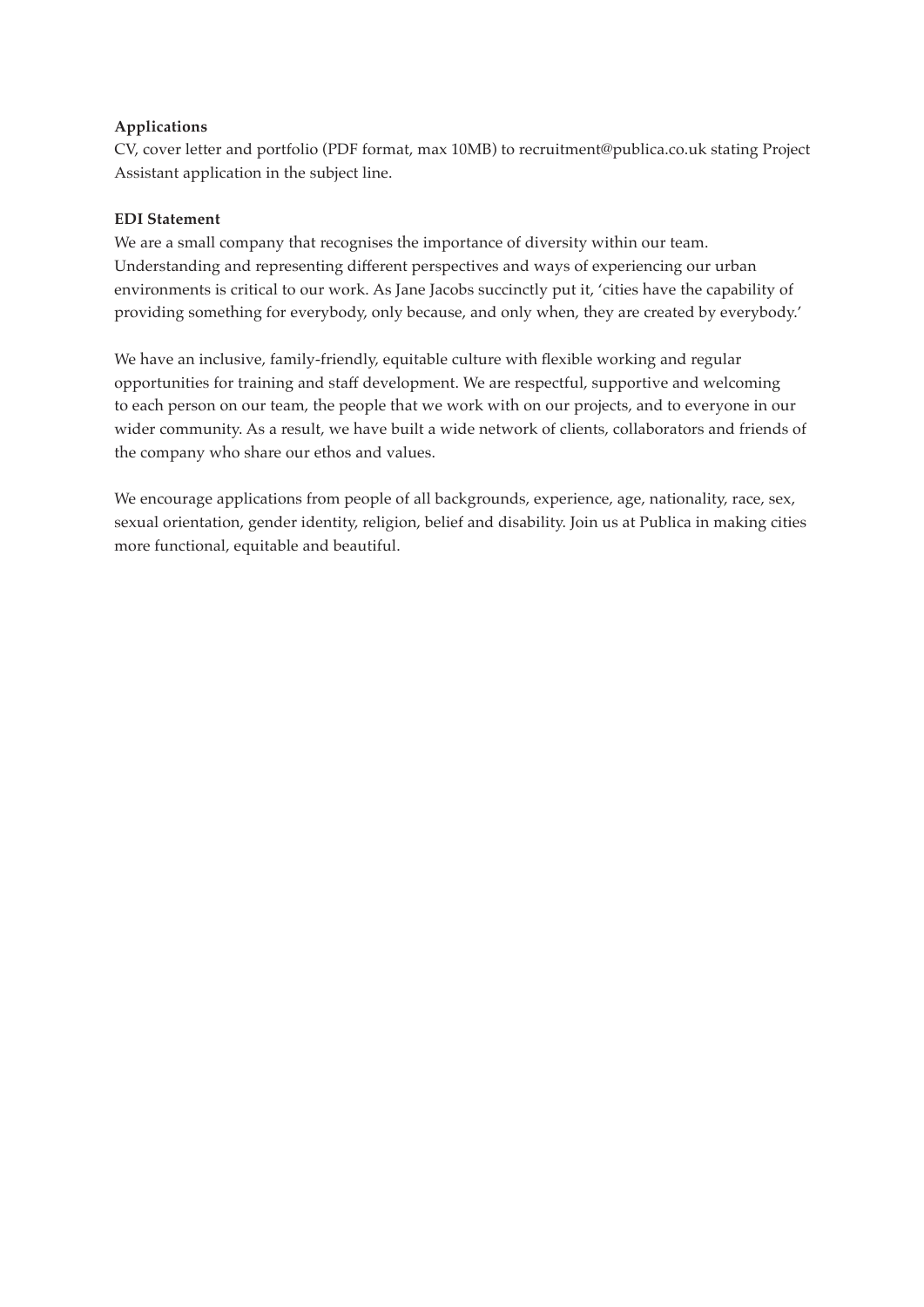**Applications**

CV, cover letter and portfolio (PDF format, max 10MB) to recruitment@publica.co.uk stating Project Assistant application in the subject line.

**EDI Statement**

We are a small company that recognises the importance of diversity within our team. Understanding and representing different perspectives and ways of experiencing our urban environments is critical to our work. As Jane Jacobs succinctly put it, 'cities have the capability of providing something for everybody, only because, and only when, they are created by everybody.'

We have an inclusive, family-friendly, equitable culture with flexible working and regular opportunities for training and staff development. We are respectful, supportive and welcoming to each person on our team, the people that we work with on our projects, and to everyone in our wider community. As a result, we have built a wide network of clients, collaborators and friends of the company who share our ethos and values.

We encourage applications from people of all backgrounds, experience, age, nationality, race, sex, sexual orientation, gender identity, religion, belief and disability. Join us at Publica in making cities more functional, equitable and beautiful.